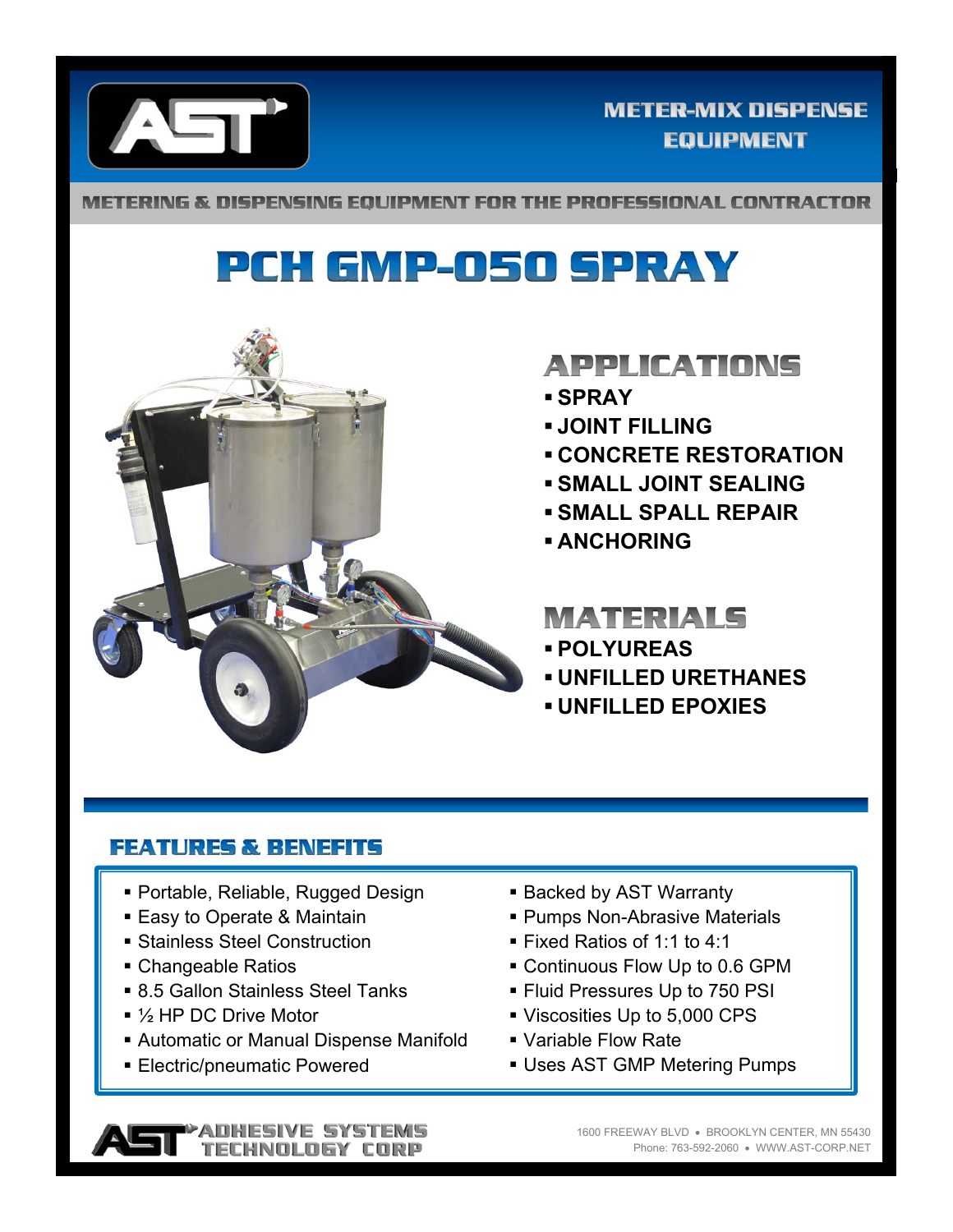METER-MIX DISPENSE EQUIPMENT

METERING & DISPENSING EQUIPMENT FOR THE PROFESSIONAL CONTRACTOR

# PCH GMP-050 SPRAY

## APPLICATIONS

- SPRAY
- JOINT FILLING
- CONCRETE RESTORATION
- SMALL JOINT SEALING
- SMALL SPALL REPAIR
- ANCHORING

## MATERIALS

- POLYUREAS
- UNFILLED URETHANES
- UNFILLED EPOXIES

## FEATURES & BENEFITS

- Portable, Reliable, Rugged Design
- Easy to Operate & Maintain
- Stainless Steel Construction
- Changeable Ratios
- 8.5 Gallon Stainless Steel Tanks
- ½ HP DC Drive Motor
- Automatic or Manual Dispense Manifold
- Electric/pneumatic Powered
- Backed by AST Warranty
- Pumps Non-Abrasive Materials
- Fixed Ratios of 1:1 to 4:1
- Continuous Flow Up to 0.6 GPM
- Fluid Pressures Up to 750 PSI
- Viscosities Up to 5,000 CPS
- Variable Flow Rate
- Uses AST GMP Metering Pumps

AST ADHESIVE SYSTEMS TECHNOLOGY CORP

1600 FREEWAY BLVD • BROOKLYN CENTER, MN 55430
Phone: 763-592-2060 • WWW.AST-CORP.NET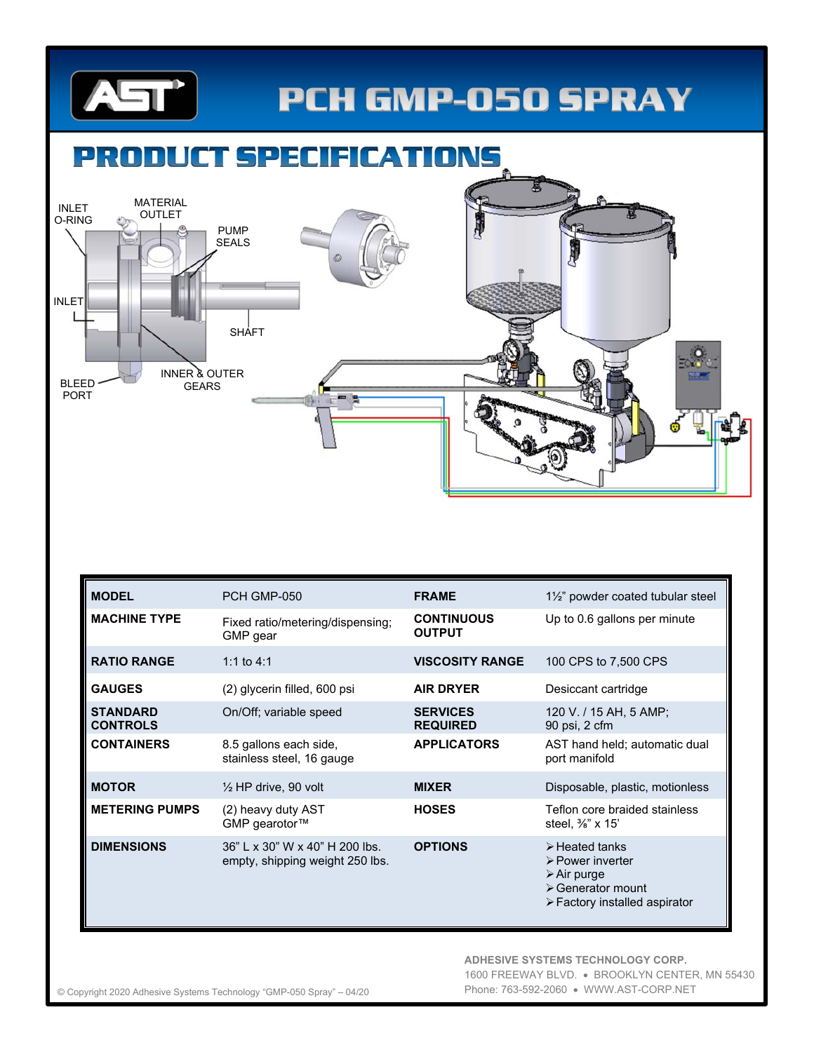# PCH GMP-050 SPRAY

## PRODUCT SPECIFICATIONS

INLET O-RING

MATERIAL OUTLET

PUMP SEALS

INLET

SHAFT

BLEED PORT

INNER & OUTER GEARS

| | | | |
|---|---|---|---|
| **MODEL** | PCH GMP-050 | **FRAME** | 1½" powder coated tubular steel |
| **MACHINE TYPE** | Fixed ratio/metering/dispensing; GMP gear | **CONTINUOUS OUTPUT** | Up to 0.6 gallons per minute |
| **RATIO RANGE** | 1:1 to 4:1 | **VISCOSITY RANGE** | 100 CPS to 7,500 CPS |
| **GAUGES** | (2) glycerin filled, 600 psi | **AIR DRYER** | Desiccant cartridge |
| **STANDARD CONTROLS** | On/Off; variable speed | **SERVICES REQUIRED** | 120 V. / 15 AH, 5 AMP; 90 psi, 2 cfm |
| **CONTAINERS** | 8.5 gallons each side, stainless steel, 16 gauge | **APPLICATORS** | AST hand held; automatic dual port manifold |
| **MOTOR** | ½ HP drive, 90 volt | **MIXER** | Disposable, plastic, motionless |
| **METERING PUMPS** | (2) heavy duty AST GMP gearotor™ | **HOSES** | Teflon core braided stainless steel, ⅜" x 15' |
| **DIMENSIONS** | 36" L x 30" W x 40" H 200 lbs. empty, shipping weight 250 lbs. | **OPTIONS** | ➢Heated tanks<br>➢Power inverter<br>➢Air purge<br>➢Generator mount<br>➢Factory installed aspirator |

**ADHESIVE SYSTEMS TECHNOLOGY CORP.**
1600 FREEWAY BLVD. • BROOKLYN CENTER, MN 55430
Phone: 763-592-2060 • WWW.AST-CORP.NET

© Copyright 2020 Adhesive Systems Technology "GMP-050 Spray" – 04/20